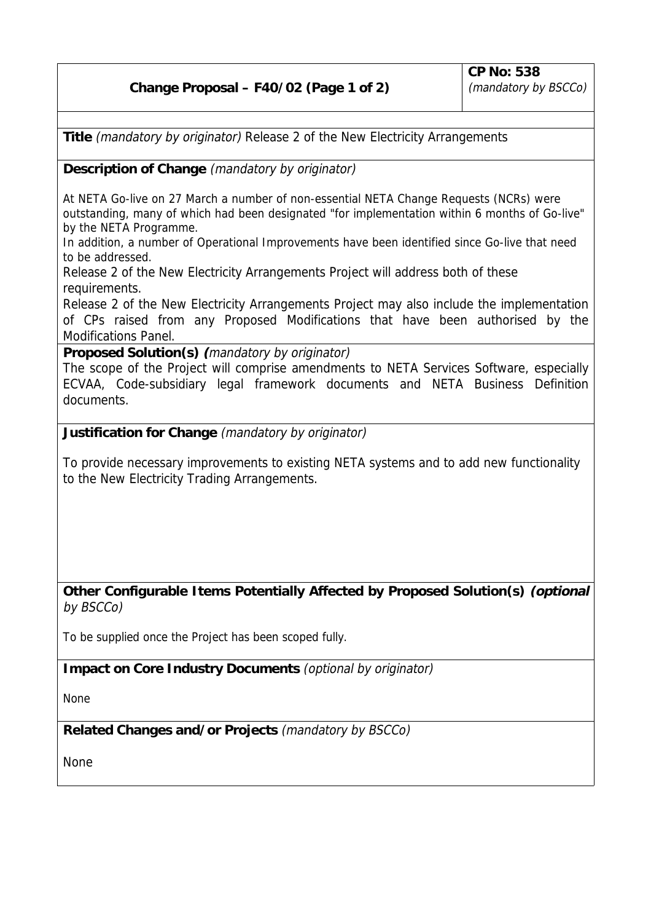| **Change Proposal – F40/02 (Page 1 of 2)** | **CP No: 538** *(mandatory by BSCCo)* |
|---|---|

**Title** *(mandatory by originator)* Release 2 of the New Electricity Arrangements

**Description of Change** *(mandatory by originator)*

At NETA Go-live on 27 March a number of non-essential NETA Change Requests (NCRs) were outstanding, many of which had been designated "for implementation within 6 months of Go-live" by the NETA Programme.

In addition, a number of Operational Improvements have been identified since Go-live that need to be addressed.

Release 2 of the New Electricity Arrangements Project will address both of these requirements.

Release 2 of the New Electricity Arrangements Project may also include the implementation of CPs raised from any Proposed Modifications that have been authorised by the Modifications Panel.

**Proposed Solution(s) (***mandatory by originator)*

The scope of the Project will comprise amendments to NETA Services Software, especially ECVAA, Code-subsidiary legal framework documents and NETA Business Definition documents.

**Justification for Change** *(mandatory by originator)*

To provide necessary improvements to existing NETA systems and to add new functionality to the New Electricity Trading Arrangements.

**Other Configurable Items Potentially Affected by Proposed Solution(s)** ***(optional*** *by BSCCo)*

To be supplied once the Project has been scoped fully.

**Impact on Core Industry Documents** *(optional by originator)*

None

**Related Changes and/or Projects** *(mandatory by BSCCo)*

None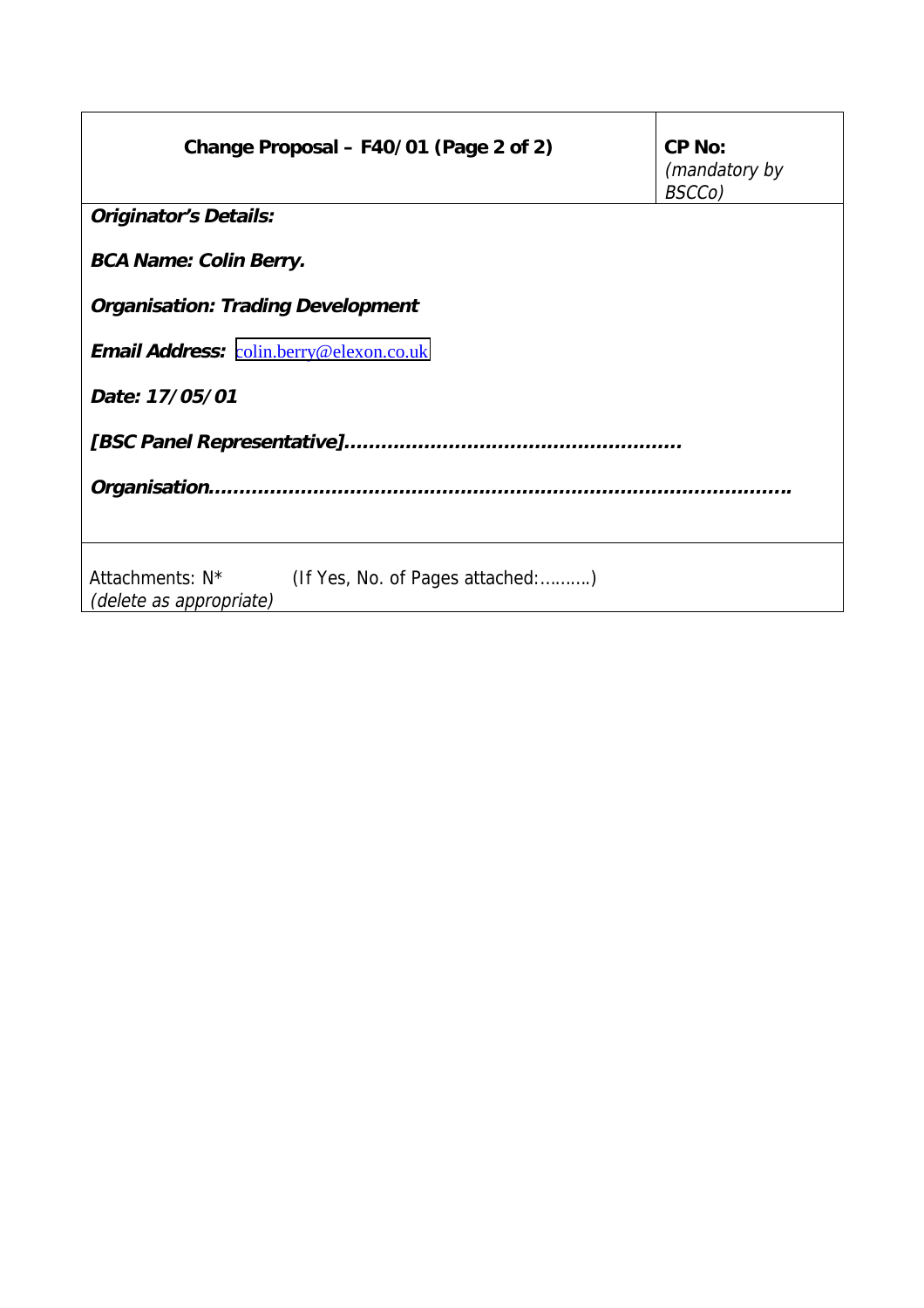| Change Proposal – F40/01 (Page 2 of 2) | CP No: *(mandatory by BSCCo)* |
| --- | --- |

***Originator's Details:***

***BCA Name: Colin Berry.***

***Organisation: Trading Development***

***Email Address:*** colin.berry@elexon.co.uk

***Date: 17/05/01***

***[BSC Panel Representative]……………………………………………….***

***Organisation………………………………………………………………………….***

Attachments: N* (If Yes, No. of Pages attached:……….)
*(delete as appropriate)*